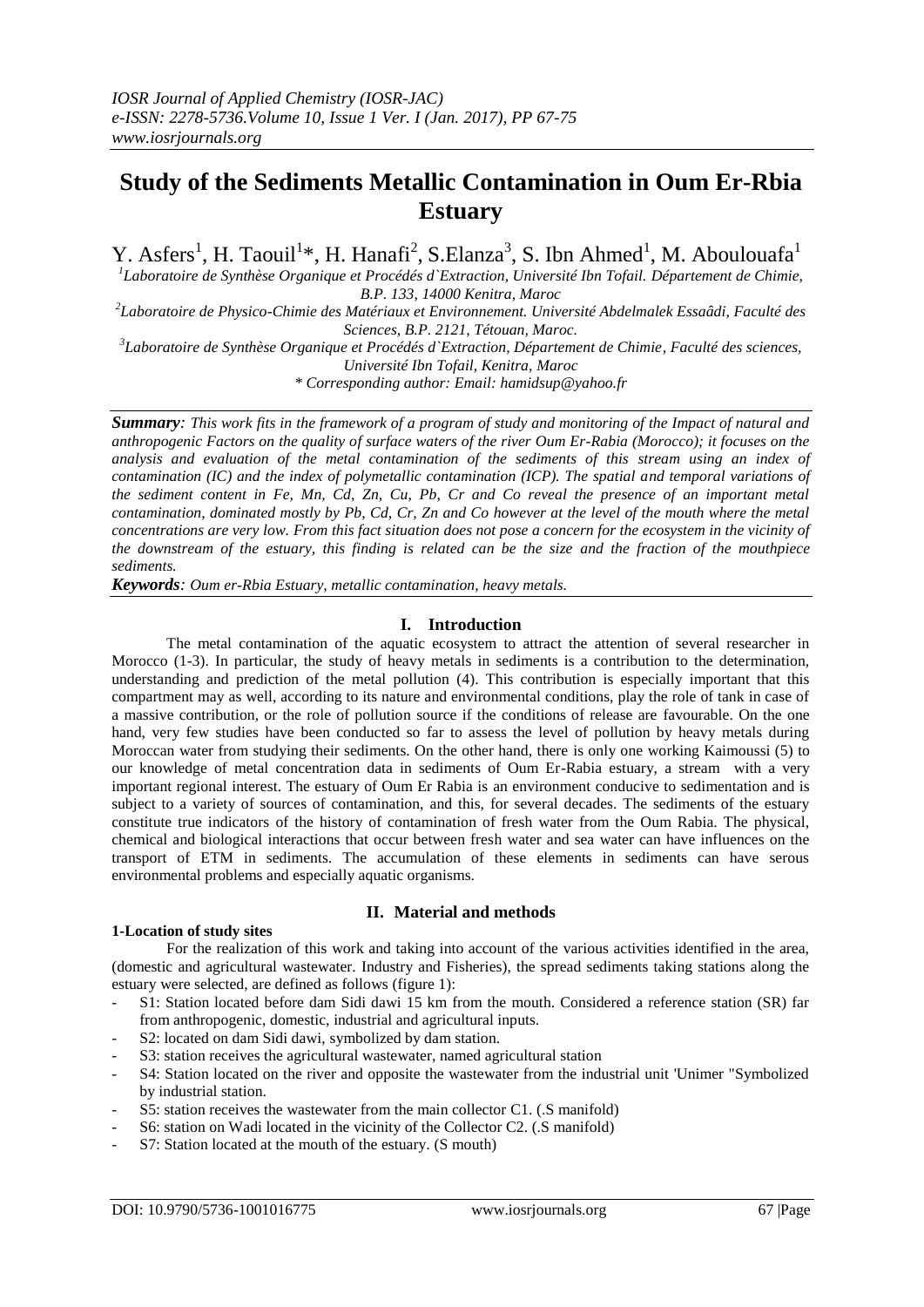# Study of the Sediments Metallic Contamination in Oum Er-Rbia Estuary

Y. Asfers[1], H. Taouil[1]*, H. Hanafi[2], S.Elanza[3], S. Ibn Ahmed[1], M. Aboulouafa[1]

[1]*Laboratoire de Synthèse Organique et Procédés d`Extraction, Université Ibn Tofail. Département de Chimie, B.P. 133, 14000 Kenitra, Maroc*

[2]*Laboratoire de Physico-Chimie des Matériaux et Environnement. Université Abdelmalek Essaâdi, Faculté des Sciences, B.P. 2121, Tétouan, Maroc.*

[3]*Laboratoire de Synthèse Organique et Procédés d`Extraction, Département de Chimie, Faculté des sciences, Université Ibn Tofail, Kenitra, Maroc*

*\* Corresponding author: Email: hamidsup@yahoo.fr*

***Summary**: This work fits in the framework of a program of study and monitoring of the Impact of natural and anthropogenic Factors on the quality of surface waters of the river Oum Er-Rabia (Morocco); it focuses on the analysis and evaluation of the metal contamination of the sediments of this stream using an index of contamination (IC) and the index of polymetallic contamination (ICP). The spatial and temporal variations of the sediment content in Fe, Mn, Cd, Zn, Cu, Pb, Cr and Co reveal the presence of an important metal contamination, dominated mostly by Pb, Cd, Cr, Zn and Co however at the level of the mouth where the metal concentrations are very low. From this fact situation does not pose a concern for the ecosystem in the vicinity of the downstream of the estuary, this finding is related can be the size and the fraction of the mouthpiece sediments.*

***Keywords**: Oum er-Rbia Estuary, metallic contamination, heavy metals.*

## I. Introduction

The metal contamination of the aquatic ecosystem to attract the attention of several researcher in Morocco (1-3). In particular, the study of heavy metals in sediments is a contribution to the determination, understanding and prediction of the metal pollution (4). This contribution is especially important that this compartment may as well, according to its nature and environmental conditions, play the role of tank in case of a massive contribution, or the role of pollution source if the conditions of release are favourable. On the one hand, very few studies have been conducted so far to assess the level of pollution by heavy metals during Moroccan water from studying their sediments. On the other hand, there is only one working Kaimoussi (5) to our knowledge of metal concentration data in sediments of Oum Er-Rabia estuary, a stream with a very important regional interest. The estuary of Oum Er Rabia is an environment conducive to sedimentation and is subject to a variety of sources of contamination, and this, for several decades. The sediments of the estuary constitute true indicators of the history of contamination of fresh water from the Oum Rabia. The physical, chemical and biological interactions that occur between fresh water and sea water can have influences on the transport of ETM in sediments. The accumulation of these elements in sediments can have serous environmental problems and especially aquatic organisms.

## II. Material and methods

### 1-Location of study sites

For the realization of this work and taking into account of the various activities identified in the area, (domestic and agricultural wastewater. Industry and Fisheries), the spread sediments taking stations along the estuary were selected, are defined as follows (figure 1):

- S1: Station located before dam Sidi dawi 15 km from the mouth. Considered a reference station (SR) far from anthropogenic, domestic, industrial and agricultural inputs.
- S2: located on dam Sidi dawi, symbolized by dam station.
- S3: station receives the agricultural wastewater, named agricultural station
- S4: Station located on the river and opposite the wastewater from the industrial unit 'Unimer "Symbolized by industrial station.
- S5: station receives the wastewater from the main collector C1. (.S manifold)
- S6: station on Wadi located in the vicinity of the Collector C2. (.S manifold)
- S7: Station located at the mouth of the estuary. (S mouth)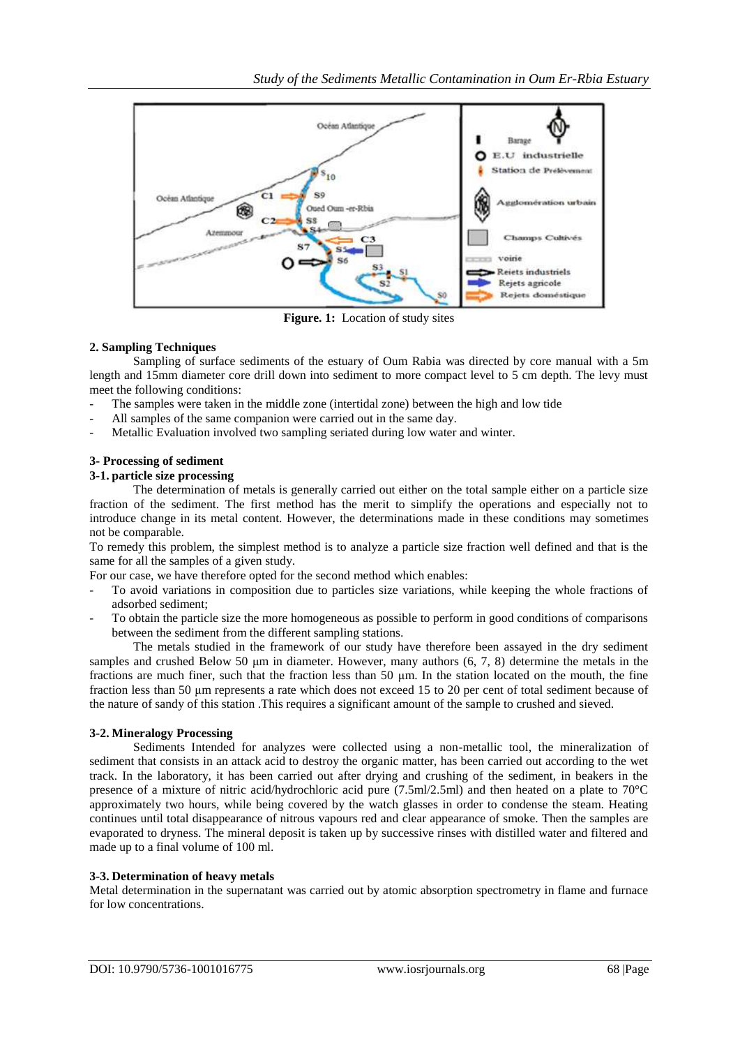**Figure. 1:** Location of study sites

## 2. Sampling Techniques

Sampling of surface sediments of the estuary of Oum Rabia was directed by core manual with a 5m length and 15mm diameter core drill down into sediment to more compact level to 5 cm depth. The levy must meet the following conditions:

- The samples were taken in the middle zone (intertidal zone) between the high and low tide
- All samples of the same companion were carried out in the same day.
- Metallic Evaluation involved two sampling seriated during low water and winter.

## 3- Processing of sediment

### 3-1. particle size processing

The determination of metals is generally carried out either on the total sample either on a particle size fraction of the sediment. The first method has the merit to simplify the operations and especially not to introduce change in its metal content. However, the determinations made in these conditions may sometimes not be comparable.

To remedy this problem, the simplest method is to analyze a particle size fraction well defined and that is the same for all the samples of a given study.

For our case, we have therefore opted for the second method which enables:

- To avoid variations in composition due to particles size variations, while keeping the whole fractions of adsorbed sediment;
- To obtain the particle size the more homogeneous as possible to perform in good conditions of comparisons between the sediment from the different sampling stations.

The metals studied in the framework of our study have therefore been assayed in the dry sediment samples and crushed Below 50 µm in diameter. However, many authors (6, 7, 8) determine the metals in the fractions are much finer, such that the fraction less than 50 µm. In the station located on the mouth, the fine fraction less than 50 µm represents a rate which does not exceed 15 to 20 per cent of total sediment because of the nature of sandy of this station .This requires a significant amount of the sample to crushed and sieved.

### 3-2. Mineralogy Processing

Sediments Intended for analyzes were collected using a non-metallic tool, the mineralization of sediment that consists in an attack acid to destroy the organic matter, has been carried out according to the wet track. In the laboratory, it has been carried out after drying and crushing of the sediment, in beakers in the presence of a mixture of nitric acid/hydrochloric acid pure (7.5ml/2.5ml) and then heated on a plate to 70°C approximately two hours, while being covered by the watch glasses in order to condense the steam. Heating continues until total disappearance of nitrous vapours red and clear appearance of smoke. Then the samples are evaporated to dryness. The mineral deposit is taken up by successive rinses with distilled water and filtered and made up to a final volume of 100 ml.

### 3-3. Determination of heavy metals

Metal determination in the supernatant was carried out by atomic absorption spectrometry in flame and furnace for low concentrations.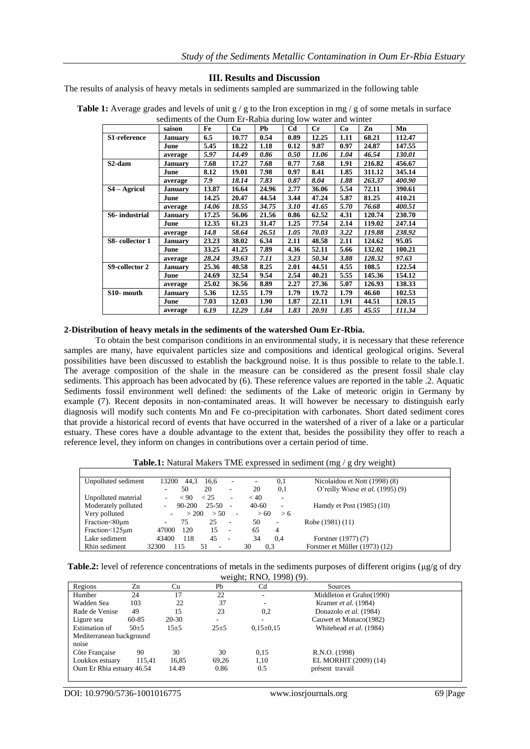## III. Results and Discussion

The results of analysis of heavy metals in sediments sampled are summarized in the following table

**Table 1:** Average grades and levels of unit g / g to the Iron exception in mg / g of some metals in surface sediments of the Oum Er-Rabia during low water and winter

| | saison | Fe | Cu | Pb | Cd | Cr | Co | Zn | Mn |
|---|---|---|---|---|---|---|---|---|---|
| **S1-reference** | **January** | **6.5** | **10.77** | **0.54** | **0.89** | **12.25** | **1.11** | **68.21** | **112.47** |
| | **June** | **5.45** | **18.22** | **1.18** | **0.12** | **9.87** | **0.97** | **24.87** | **147.55** |
| | **average** | ***5.97*** | ***14.49*** | ***0.86*** | ***0.50*** | ***11.06*** | ***1.04*** | ***46.54*** | ***130.01*** |
| **S2-dam** | **January** | **7.68** | **17.27** | **7.68** | **0.77** | **7.68** | **1.91** | **216.82** | **456.67** |
| | **June** | **8.12** | **19.01** | **7.98** | **0.97** | **8.41** | **1.85** | **311.12** | **345.14** |
| | **average** | ***7.9*** | ***18.14*** | ***7.83*** | ***0.87*** | ***8.04*** | ***1.88*** | ***263.37*** | ***400.90*** |
| **S4 – Agricol** | **January** | **13.87** | **16.64** | **24.96** | **2.77** | **36.06** | **5.54** | **72.11** | **390.61** |
| | **June** | **14.25** | **20.47** | **44.54** | **3.44** | **47.24** | **5.87** | **81.25** | **410.21** |
| | **average** | ***14.06*** | ***18.55*** | ***34.75*** | ***3.10*** | ***41.65*** | ***5.70*** | ***76.68*** | ***400.51*** |
| **S6- industrial** | **January** | **17.25** | **56.06** | **21.56** | **0.86** | **62.52** | **4.31** | **120.74** | **230.70** |
| | **June** | **12.35** | **61.23** | **31.47** | **1.25** | **77.54** | **2.14** | **119.02** | **247.14** |
| | **average** | ***14.8*** | ***58.64*** | ***26.51*** | ***1.05*** | ***70.03*** | ***3.22*** | ***119.88*** | ***238.92*** |
| **S8- collector 1** | **January** | **23.23** | **38.02** | **6.34** | **2.11** | **48.58** | **2.11** | **124.62** | **95.05** |
| | **June** | **33.25** | **41.25** | **7.89** | **4.36** | **52.11** | **5.66** | **132.02** | **100.21** |
| | **average** | ***28.24*** | ***39.63*** | ***7.11*** | ***3.23*** | ***50.34*** | ***3.88*** | ***128.32*** | ***97.63*** |
| **S9-collector 2** | **January** | **25.36** | **40.58** | **8.25** | **2.01** | **44.51** | **4.55** | **108.5** | **122.54** |
| | **June** | **24.69** | **32.54** | **9.54** | **2.54** | **40.21** | **5.55** | **145.36** | **154.12** |
| | **average** | ***25.02*** | ***36.56*** | ***8.89*** | ***2.27*** | ***27.36*** | ***5.07*** | ***126.93*** | ***138.33*** |
| **S10- mouth** | **January** | **5.36** | **12.55** | **1.79** | **1.79** | **19.72** | **1.79** | **46.60** | **102.53** |
| | **June** | **7.03** | **12.03** | **1.90** | **1.87** | **22.11** | **1.91** | **44.51** | **120.15** |
| | **average** | ***6.19*** | ***12.29*** | ***1.84*** | ***1.83*** | ***20.91*** | ***1.85*** | ***45.55*** | ***111.34*** |

### 2-Distribution of heavy metals in the sediments of the watershed Oum Er-Rbia.

To obtain the best comparison conditions in an environmental study, it is necessary that these reference samples are many, have equivalent particles size and compositions and identical geological origins. Several possibilities have been discussed to establish the background noise. It is thus possible to relate to the table.1. The average composition of the shale in the measure can be considered as the present fossil shale clay sediments. This approach has been advocated by (6). These reference values are reported in the table .2. Aquatic Sediments fossil environment well defined: the sediments of the Lake of meteoric origin in Germany by example (7). Recent deposits in non-contaminated areas. It will however be necessary to distinguish early diagnosis will modify such contents Mn and Fe co-precipitation with carbonates. Short dated sediment cores that provide a historical record of events that have occurred in the watershed of a river of a lake or a particular estuary. These cores have a double advantage to the extent that, besides the possibility they offer to reach a reference level, they inform on changes in contributions over a certain period of time.

**Table.1:** Natural Makers TME expressed in sediment (mg / g dry weight)

| | | | | | | | |
|---|---|---|---|---|---|---|---|
| Unpolluted sediment | 13200 | 44,3 | 16,6 | - | - | 0,1 | Nicolaidou et Nott (1998) (8) |
| | - | 50 | 20 | - | 20 | 0,1 | O'reilly Wiese *et al.* (1995) (9) |
| Unpolluted material | - | < 90 | < 25 | - | < 40 | - | |
| Moderately polluted | - | 90-200 | 25-50 | - | 40-60 | - | Hamdy et Post (1985) (10) |
| Very polluted | - | > 200 | > 50 | - | > 60 | > 6 | |
| Fraction<80µm | - | 75 | 25 | - | 50 | - | Robe (1981) (11) |
| Fraction<125µm | 47000 | 120 | 15 | - | 65 | 4 | |
| Lake sediment | 43400 | 118 | 45 | - | 34 | 0,4 | Forstner (1977) (7) |
| Rhin sediment | 32300 | 115 | 51 | - | 30 | 0,3 | Forstner et Mûller (1973) (12) |

**Table.2:** level of reference concentrations of metals in the sediments purposes of different origins (µg/g of dry weight; RNO, 1998) (9).

| Regions | Zn | Cu | Pb | Cd | Sources |
|---|---|---|---|---|---|
| Humber | 24 | 17 | 22 | - | Middleton et Grahn(1990) |
| Wadden Sea | 103 | 22 | 37 | - | Kramer *et al.* (1984) |
| Rade de Venise | 49 | 15 | 23 | 0,2 | Donazolo *et al.* (1984) |
| Ligure sea | 60-85 | 20-30 | - | - | Cauwet et Monaco(1982) |
| Estimation of Mediterranean background noise | 50±5 | 15±5 | 25±5 | 0,15±0,15 | Whitehead *et al.* (1984) |
| Côte Française | 90 | 30 | 30 | 0,15 | R.N.O. (1998) |
| Loukkos estuary | 115,41 | 16,85 | 69,26 | 1,10 | EL MORHIT (2009) (14) |
| Oum Er Rbia estuary | 46.54 | 14.49 | 0.86 | 0.5 | présent travail |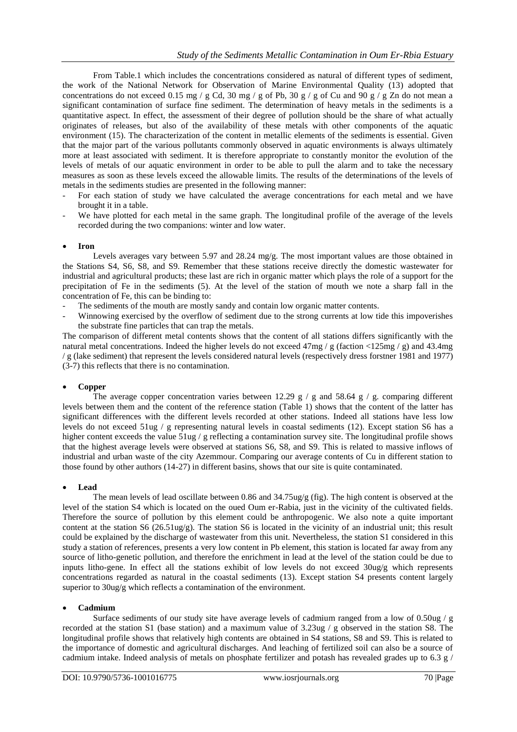From Table.1 which includes the concentrations considered as natural of different types of sediment, the work of the National Network for Observation of Marine Environmental Quality (13) adopted that concentrations do not exceed 0.15 mg / g Cd, 30 mg / g of Pb, 30 g / g of Cu and 90 g / g Zn do not mean a significant contamination of surface fine sediment. The determination of heavy metals in the sediments is a quantitative aspect. In effect, the assessment of their degree of pollution should be the share of what actually originates of releases, but also of the availability of these metals with other components of the aquatic environment (15). The characterization of the content in metallic elements of the sediments is essential. Given that the major part of the various pollutants commonly observed in aquatic environments is always ultimately more at least associated with sediment. It is therefore appropriate to constantly monitor the evolution of the levels of metals of our aquatic environment in order to be able to pull the alarm and to take the necessary measures as soon as these levels exceed the allowable limits. The results of the determinations of the levels of metals in the sediments studies are presented in the following manner:

- For each station of study we have calculated the average concentrations for each metal and we have brought it in a table.
- We have plotted for each metal in the same graph. The longitudinal profile of the average of the levels recorded during the two companions: winter and low water.

- **Iron**

Levels averages vary between 5.97 and 28.24 mg/g. The most important values are those obtained in the Stations S4, S6, S8, and S9. Remember that these stations receive directly the domestic wastewater for industrial and agricultural products; these last are rich in organic matter which plays the role of a support for the precipitation of Fe in the sediments (5). At the level of the station of mouth we note a sharp fall in the concentration of Fe, this can be binding to:

- The sediments of the mouth are mostly sandy and contain low organic matter contents.
- Winnowing exercised by the overflow of sediment due to the strong currents at low tide this impoverishes the substrate fine particles that can trap the metals.

The comparison of different metal contents shows that the content of all stations differs significantly with the natural metal concentrations. Indeed the higher levels do not exceed 47mg / g (faction <125mg / g) and 43.4mg / g (lake sediment) that represent the levels considered natural levels (respectively dress forstner 1981 and 1977) (3-7) this reflects that there is no contamination.

- **Copper**

The average copper concentration varies between 12.29 g / g and 58.64 g / g. comparing different levels between them and the content of the reference station (Table 1) shows that the content of the latter has significant differences with the different levels recorded at other stations. Indeed all stations have less low levels do not exceed 51ug / g representing natural levels in coastal sediments (12). Except station S6 has a higher content exceeds the value 51ug / g reflecting a contamination survey site. The longitudinal profile shows that the highest average levels were observed at stations S6, S8, and S9. This is related to massive inflows of industrial and urban waste of the city Azemmour. Comparing our average contents of Cu in different station to those found by other authors (14-27) in different basins, shows that our site is quite contaminated.

- **Lead**

The mean levels of lead oscillate between 0.86 and 34.75ug/g (fig). The high content is observed at the level of the station S4 which is located on the oued Oum er-Rabia, just in the vicinity of the cultivated fields. Therefore the source of pollution by this element could be anthropogenic. We also note a quite important content at the station S6 (26.51ug/g). The station S6 is located in the vicinity of an industrial unit; this result could be explained by the discharge of wastewater from this unit. Nevertheless, the station S1 considered in this study a station of references, presents a very low content in Pb element, this station is located far away from any source of litho-genetic pollution, and therefore the enrichment in lead at the level of the station could be due to inputs litho-gene. In effect all the stations exhibit of low levels do not exceed 30ug/g which represents concentrations regarded as natural in the coastal sediments (13). Except station S4 presents content largely superior to 30ug/g which reflects a contamination of the environment.

- **Cadmium**

Surface sediments of our study site have average levels of cadmium ranged from a low of 0.50ug / g recorded at the station S1 (base station) and a maximum value of 3.23ug / g observed in the station S8. The longitudinal profile shows that relatively high contents are obtained in S4 stations, S8 and S9. This is related to the importance of domestic and agricultural discharges. And leaching of fertilized soil can also be a source of cadmium intake. Indeed analysis of metals on phosphate fertilizer and potash has revealed grades up to 6.3 g /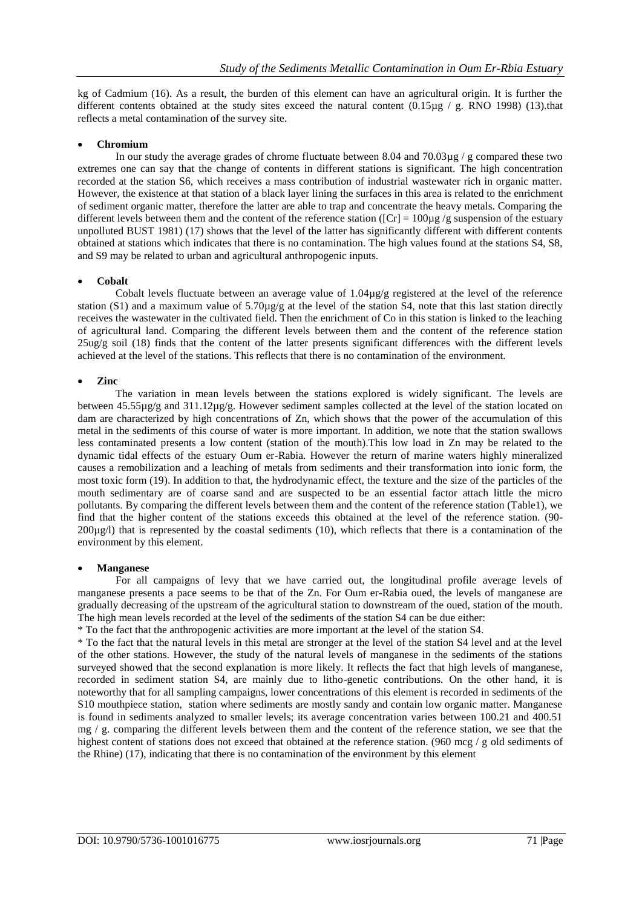kg of Cadmium (16). As a result, the burden of this element can have an agricultural origin. It is further the different contents obtained at the study sites exceed the natural content (0.15µg / g. RNO 1998) (13).that reflects a metal contamination of the survey site.

- **Chromium**

In our study the average grades of chrome fluctuate between 8.04 and 70.03µg / g compared these two extremes one can say that the change of contents in different stations is significant. The high concentration recorded at the station S6, which receives a mass contribution of industrial wastewater rich in organic matter. However, the existence at that station of a black layer lining the surfaces in this area is related to the enrichment of sediment organic matter, therefore the latter are able to trap and concentrate the heavy metals. Comparing the different levels between them and the content of the reference station ([Cr] = 100µg /g suspension of the estuary unpolluted BUST 1981) (17) shows that the level of the latter has significantly different with different contents obtained at stations which indicates that there is no contamination. The high values found at the stations S4, S8, and S9 may be related to urban and agricultural anthropogenic inputs.

- **Cobalt**

Cobalt levels fluctuate between an average value of 1.04µg/g registered at the level of the reference station (S1) and a maximum value of 5.70µg/g at the level of the station S4, note that this last station directly receives the wastewater in the cultivated field. Then the enrichment of Co in this station is linked to the leaching of agricultural land. Comparing the different levels between them and the content of the reference station 25ug/g soil (18) finds that the content of the latter presents significant differences with the different levels achieved at the level of the stations. This reflects that there is no contamination of the environment.

- **Zinc**

The variation in mean levels between the stations explored is widely significant. The levels are between 45.55µg/g and 311.12µg/g. However sediment samples collected at the level of the station located on dam are characterized by high concentrations of Zn, which shows that the power of the accumulation of this metal in the sediments of this course of water is more important. In addition, we note that the station swallows less contaminated presents a low content (station of the mouth).This low load in Zn may be related to the dynamic tidal effects of the estuary Oum er-Rabia. However the return of marine waters highly mineralized causes a remobilization and a leaching of metals from sediments and their transformation into ionic form, the most toxic form (19). In addition to that, the hydrodynamic effect, the texture and the size of the particles of the mouth sedimentary are of coarse sand and are suspected to be an essential factor attach little the micro pollutants. By comparing the different levels between them and the content of the reference station (Table1), we find that the higher content of the stations exceeds this obtained at the level of the reference station. (90-200µg/l) that is represented by the coastal sediments (10), which reflects that there is a contamination of the environment by this element.

- **Manganese**

For all campaigns of levy that we have carried out, the longitudinal profile average levels of manganese presents a pace seems to be that of the Zn. For Oum er-Rabia oued, the levels of manganese are gradually decreasing of the upstream of the agricultural station to downstream of the oued, station of the mouth. The high mean levels recorded at the level of the sediments of the station S4 can be due either:

* To the fact that the anthropogenic activities are more important at the level of the station S4.

* To the fact that the natural levels in this metal are stronger at the level of the station S4 level and at the level of the other stations. However, the study of the natural levels of manganese in the sediments of the stations surveyed showed that the second explanation is more likely. It reflects the fact that high levels of manganese, recorded in sediment station S4, are mainly due to litho-genetic contributions. On the other hand, it is noteworthy that for all sampling campaigns, lower concentrations of this element is recorded in sediments of the S10 mouthpiece station, station where sediments are mostly sandy and contain low organic matter. Manganese is found in sediments analyzed to smaller levels; its average concentration varies between 100.21 and 400.51 mg / g. comparing the different levels between them and the content of the reference station, we see that the highest content of stations does not exceed that obtained at the reference station. (960 mcg / g old sediments of the Rhine) (17), indicating that there is no contamination of the environment by this element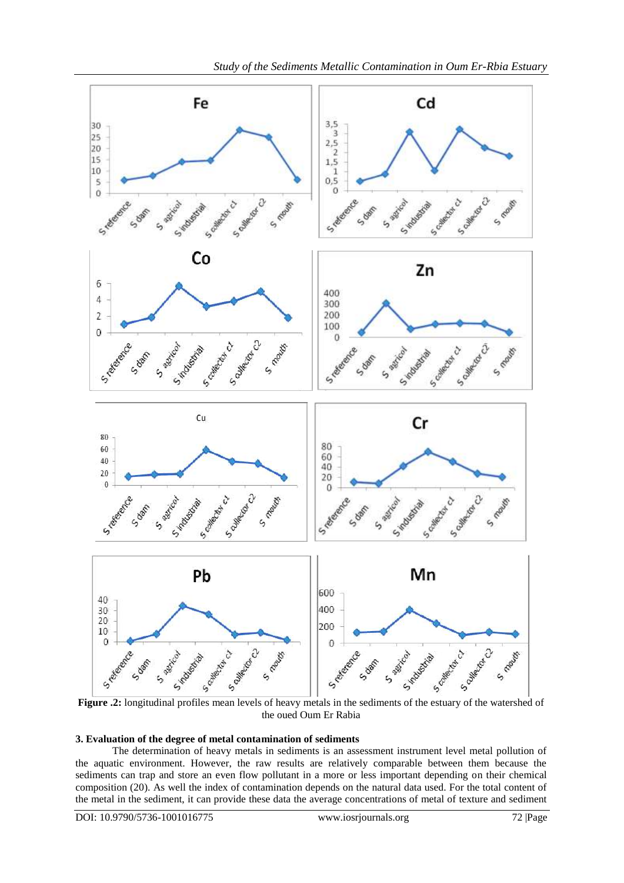**Figure .2:** longitudinal profiles mean levels of heavy metals in the sediments of the estuary of the watershed of the oued Oum Er Rabia

### 3. Evaluation of the degree of metal contamination of sediments

The determination of heavy metals in sediments is an assessment instrument level metal pollution of the aquatic environment. However, the raw results are relatively comparable between them because the sediments can trap and store an even flow pollutant in a more or less important depending on their chemical composition (20). As well the index of contamination depends on the natural data used. For the total content of the metal in the sediment, it can provide these data the average concentrations of metal of texture and sediment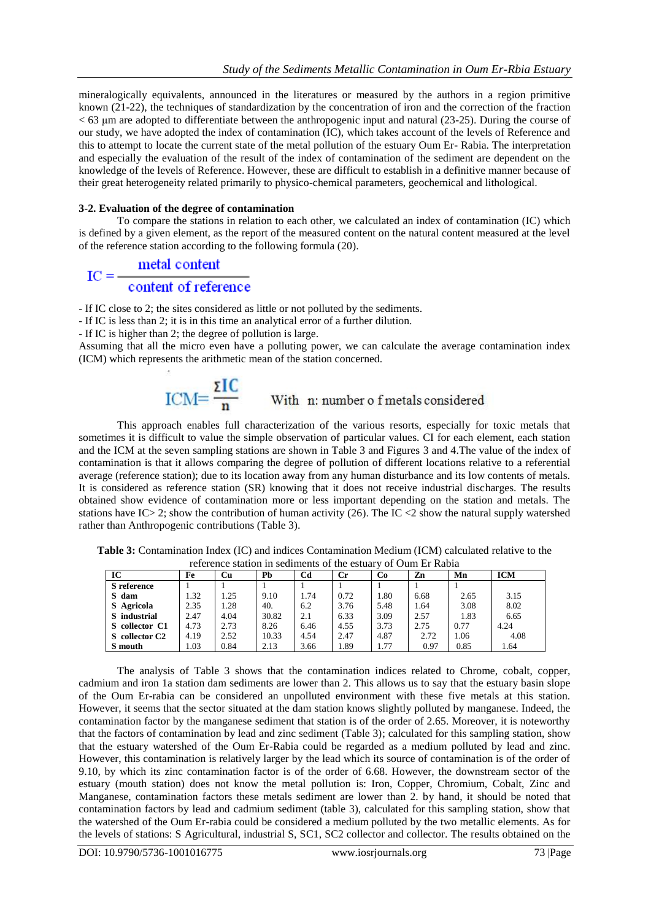mineralogically equivalents, announced in the literatures or measured by the authors in a region primitive known (21-22), the techniques of standardization by the concentration of iron and the correction of the fraction < 63 µm are adopted to differentiate between the anthropogenic input and natural (23-25). During the course of our study, we have adopted the index of contamination (IC), which takes account of the levels of Reference and this to attempt to locate the current state of the metal pollution of the estuary Oum Er- Rabia. The interpretation and especially the evaluation of the result of the index of contamination of the sediment are dependent on the knowledge of the levels of Reference. However, these are difficult to establish in a definitive manner because of their great heterogeneity related primarily to physico-chemical parameters, geochemical and lithological.

### 3-2. Evaluation of the degree of contamination

To compare the stations in relation to each other, we calculated an index of contamination (IC) which is defined by a given element, as the report of the measured content on the natural content measured at the level of the reference station according to the following formula (20).

$$IC = \frac{\text{metal content}}{\text{content of reference}}$$

- If IC close to 2; the sites considered as little or not polluted by the sediments.
- If IC is less than 2; it is in this time an analytical error of a further dilution.
- If IC is higher than 2; the degree of pollution is large.

Assuming that all the micro even have a polluting power, we can calculate the average contamination index (ICM) which represents the arithmetic mean of the station concerned.

$$ICM = \frac{\Sigma IC}{n} \quad \text{With } n\text{: number o f metals considered}$$

This approach enables full characterization of the various resorts, especially for toxic metals that sometimes it is difficult to value the simple observation of particular values. CI for each element, each station and the ICM at the seven sampling stations are shown in Table 3 and Figures 3 and 4.The value of the index of contamination is that it allows comparing the degree of pollution of different locations relative to a referential average (reference station); due to its location away from any human disturbance and its low contents of metals. It is considered as reference station (SR) knowing that it does not receive industrial discharges. The results obtained show evidence of contamination more or less important depending on the station and metals. The stations have IC> 2; show the contribution of human activity (26). The IC <2 show the natural supply watershed rather than Anthropogenic contributions (Table 3).

**Table 3:** Contamination Index (IC) and indices Contamination Medium (ICM) calculated relative to the reference station in sediments of the estuary of Oum Er Rabia

| IC | Fe | Cu | Pb | Cd | Cr | Co | Zn | Mn | ICM |
|---|---|---|---|---|---|---|---|---|---|
| **S reference** | 1 | 1 | 1 | 1 | 1 | 1 | 1 | 1 | |
| **S dam** | 1.32 | 1.25 | 9.10 | 1.74 | 0.72 | 1.80 | 6.68 | 2.65 | 3.15 |
| **S Agricola** | 2.35 | 1.28 | 40. | 6.2 | 3.76 | 5.48 | 1.64 | 3.08 | 8.02 |
| **S industrial** | 2.47 | 4.04 | 30.82 | 2.1 | 6.33 | 3.09 | 2.57 | 1.83 | 6.65 |
| **S collector C1** | 4.73 | 2.73 | 8.26 | 6.46 | 4.55 | 3.73 | 2.75 | 0.77 | 4.24 |
| **S collector C2** | 4.19 | 2.52 | 10.33 | 4.54 | 2.47 | 4.87 | 2.72 | 1.06 | 4.08 |
| **S mouth** | 1.03 | 0.84 | 2.13 | 3.66 | 1.89 | 1.77 | 0.97 | 0.85 | 1.64 |

The analysis of Table 3 shows that the contamination indices related to Chrome, cobalt, copper, cadmium and iron 1a station dam sediments are lower than 2. This allows us to say that the estuary basin slope of the Oum Er-rabia can be considered an unpolluted environment with these five metals at this station. However, it seems that the sector situated at the dam station knows slightly polluted by manganese. Indeed, the contamination factor by the manganese sediment that station is of the order of 2.65. Moreover, it is noteworthy that the factors of contamination by lead and zinc sediment (Table 3); calculated for this sampling station, show that the estuary watershed of the Oum Er-Rabia could be regarded as a medium polluted by lead and zinc. However, this contamination is relatively larger by the lead which its source of contamination is of the order of 9.10, by which its zinc contamination factor is of the order of 6.68. However, the downstream sector of the estuary (mouth station) does not know the metal pollution is: Iron, Copper, Chromium, Cobalt, Zinc and Manganese, contamination factors these metals sediment are lower than 2. by hand, it should be noted that contamination factors by lead and cadmium sediment (table 3), calculated for this sampling station, show that the watershed of the Oum Er-rabia could be considered a medium polluted by the two metallic elements. As for the levels of stations: S Agricultural, industrial S, SC1, SC2 collector and collector. The results obtained on the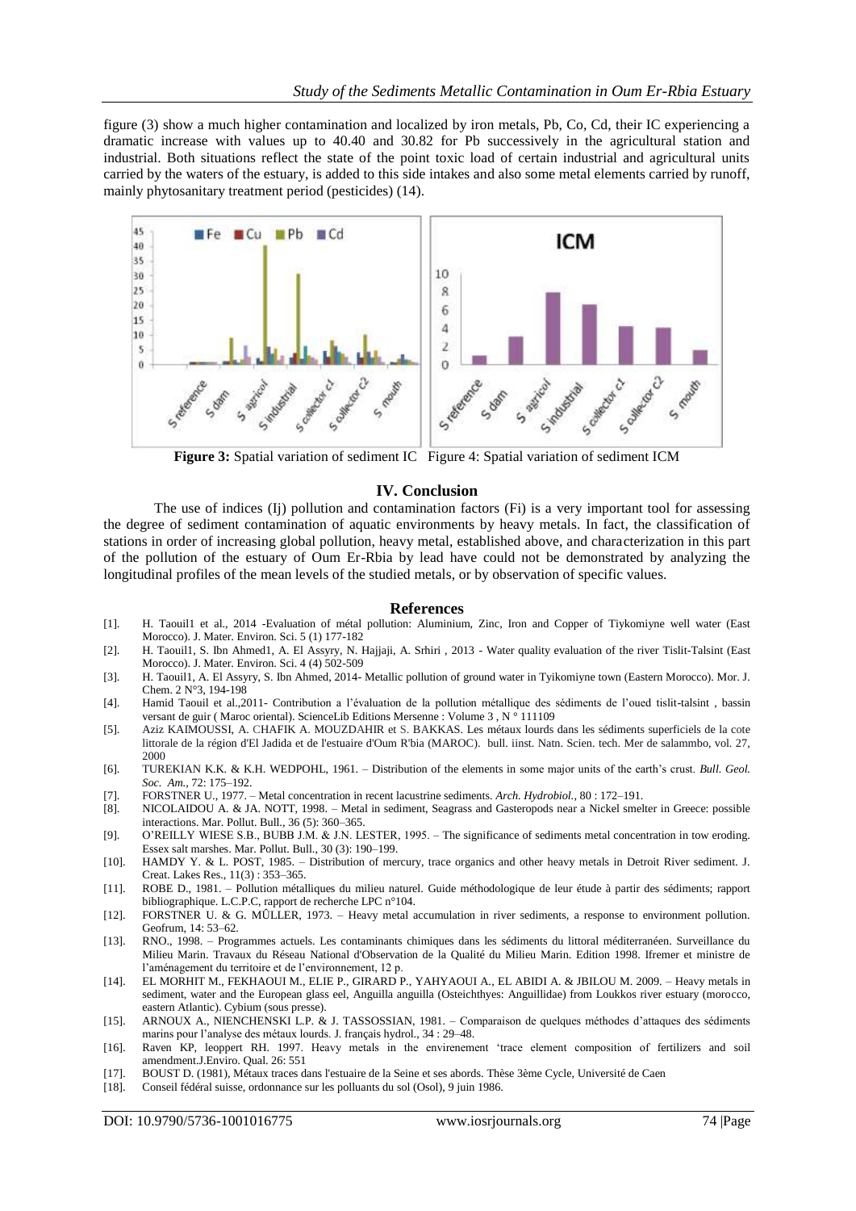figure (3) show a much higher contamination and localized by iron metals, Pb, Co, Cd, their IC experiencing a dramatic increase with values up to 40.40 and 30.82 for Pb successively in the agricultural station and industrial. Both situations reflect the state of the point toxic load of certain industrial and agricultural units carried by the waters of the estuary, is added to this side intakes and also some metal elements carried by runoff, mainly phytosanitary treatment period (pesticides) (14).

**Figure 3:** Spatial variation of sediment IC Figure 4: Spatial variation of sediment ICM

## IV. Conclusion

The use of indices (Ij) pollution and contamination factors (Fi) is a very important tool for assessing the degree of sediment contamination of aquatic environments by heavy metals. In fact, the classification of stations in order of increasing global pollution, heavy metal, established above, and characterization in this part of the pollution of the estuary of Oum Er-Rbia by lead have could not be demonstrated by analyzing the longitudinal profiles of the mean levels of the studied metals, or by observation of specific values.

## References

[1]. H. Taouil1 et al., 2014 -Evaluation of métal pollution: Aluminium, Zinc, Iron and Copper of Tiykomiyne well water (East Morocco). J. Mater. Environ. Sci. 5 (1) 177-182

[2]. H. Taouil1, S. Ibn Ahmed1, A. El Assyry, N. Hajjaji, A. Srhiri , 2013 - Water quality evaluation of the river Tislit-Talsint (East Morocco). J. Mater. Environ. Sci. 4 (4) 502-509

[3]. H. Taouil1, A. El Assyry, S. Ibn Ahmed, 2014- Metallic pollution of ground water in Tyikomiyne town (Eastern Morocco). Mor. J. Chem. 2 N°3, 194-198

[4]. Hamid Taouil et al.,2011- Contribution a l'évaluation de la pollution métallique des sédiments de l'oued tislit-talsint , bassin versant de guir ( Maroc oriental). ScienceLib Editions Mersenne : Volume 3 , N ° 111109

[5]. Aziz KAIMOUSSI, A. CHAFIK A. MOUZDAHIR et S. BAKKAS. Les métaux lourds dans les sédiments superficiels de la cote littorale de la région d'El Jadida et de l'estuaire d'Oum R'bia (MAROC). bull. iinst. Natn. Scien. tech. Mer de salammbo, vol. 27, 2000

[6]. TUREKIAN K.K. & K.H. WEDPOHL, 1961. – Distribution of the elements in some major units of the earth's crust. *Bull. Geol. Soc. Am.*, 72: 175–192.

[7]. FORSTNER U., 1977. – Metal concentration in recent lacustrine sediments. *Arch. Hydrobiol.*, 80 : 172–191.

[8]. NICOLAIDOU A. & JA. NOTT, 1998. – Metal in sediment, Seagrass and Gasteropods near a Nickel smelter in Greece: possible interactions. Mar. Pollut. Bull., 36 (5): 360–365.

[9]. O'REILLY WIESE S.B., BUBB J.M. & J.N. LESTER, 1995. – The significance of sediments metal concentration in tow eroding. Essex salt marshes. Mar. Pollut. Bull., 30 (3): 190–199.

[10]. HAMDY Y. & L. POST, 1985. – Distribution of mercury, trace organics and other heavy metals in Detroit River sediment. J. Creat. Lakes Res., 11(3) : 353–365.

[11]. ROBE D., 1981. – Pollution métalliques du milieu naturel. Guide méthodologique de leur étude à partir des sédiments; rapport bibliographique. L.C.P.C, rapport de recherche LPC n°104.

[12]. FORSTNER U. & G. MÛLLER, 1973. – Heavy metal accumulation in river sediments, a response to environment pollution. Geofrum, 14: 53–62.

[13]. RNO., 1998. – Programmes actuels. Les contaminants chimiques dans les sédiments du littoral méditerranéen. Surveillance du Milieu Marin. Travaux du Réseau National d'Observation de la Qualité du Milieu Marin. Edition 1998. Ifremer et ministre de l'aménagement du territoire et de l'environnement, 12 p.

[14]. EL MORHIT M., FEKHAOUI M., ELIE P., GIRARD P., YAHYAOUI A., EL ABIDI A. & JBILOU M. 2009. – Heavy metals in sediment, water and the European glass eel, Anguilla anguilla (Osteichthyes: Anguillidae) from Loukkos river estuary (morocco, eastern Atlantic). Cybium (sous presse).

[15]. ARNOUX A., NIENCHENSKI L.P. & J. TASSOSSIAN, 1981. – Comparaison de quelques méthodes d'attaques des sédiments marins pour l'analyse des métaux lourds. J. français hydrol., 34 : 29–48.

[16]. Raven KP, leoppert RH. 1997. Heavy metals in the envirenement 'trace element composition of fertilizers and soil amendment.J.Enviro. Qual. 26: 551

[17]. BOUST D. (1981), Métaux traces dans l'estuaire de la Seine et ses abords. Thèse 3ème Cycle, Université de Caen

[18]. Conseil fédéral suisse, ordonnance sur les polluants du sol (Osol), 9 juin 1986.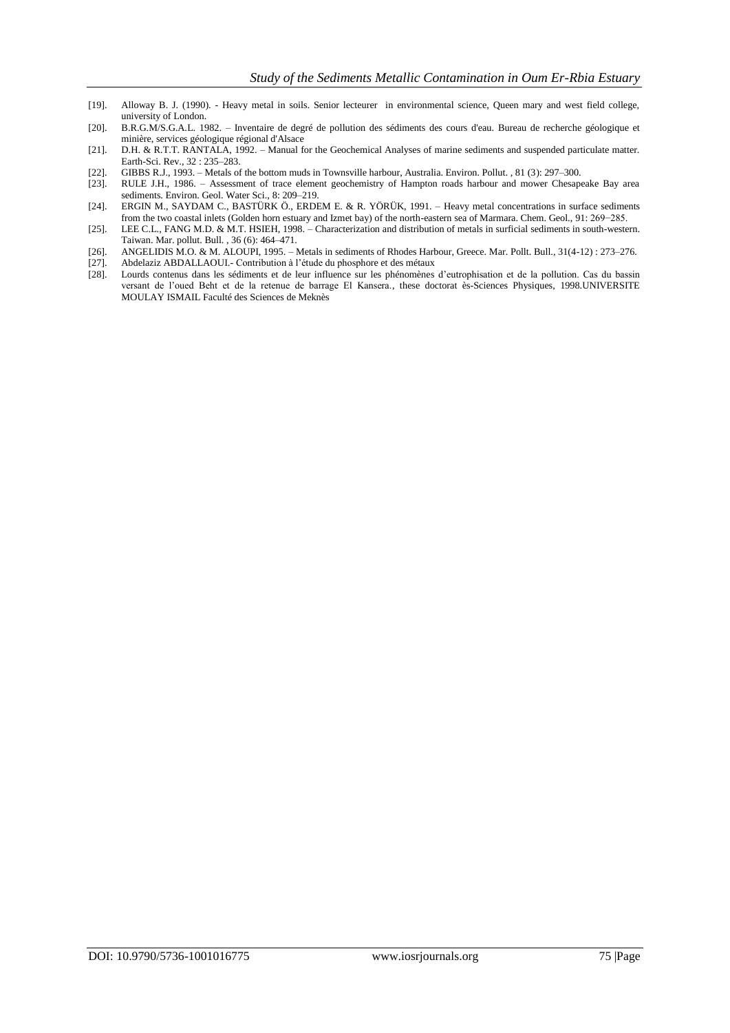[19]. Alloway B. J. (1990). - Heavy metal in soils. Senior lecteurer in environmental science, Queen mary and west field college, university of London.

[20]. B.R.G.M/S.G.A.L. 1982. – Inventaire de degré de pollution des sédiments des cours d'eau. Bureau de recherche géologique et minière, services géologique régional d'Alsace

[21]. D.H. & R.T.T. RANTALA, 1992. – Manual for the Geochemical Analyses of marine sediments and suspended particulate matter. Earth-Sci. Rev., 32 : 235–283.

[22]. GIBBS R.J., 1993. – Metals of the bottom muds in Townsville harbour, Australia. Environ. Pollut. , 81 (3): 297–300.

[23]. RULE J.H., 1986. – Assessment of trace element geochemistry of Hampton roads harbour and mower Chesapeake Bay area sediments. Environ. Geol. Water Sci., 8: 209–219.

[24]. ERGIN M., SAYDAM C., BASTÜRK Ö., ERDEM E. & R. YÖRÜK, 1991. – Heavy metal concentrations in surface sediments from the two coastal inlets (Golden horn estuary and Izmet bay) of the north-eastern sea of Marmara. Chem. Geol., 91: 269−285.

[25]. LEE C.L., FANG M.D. & M.T. HSIEH, 1998. – Characterization and distribution of metals in surficial sediments in south-western. Taiwan. Mar. pollut. Bull. , 36 (6): 464–471.

[26]. ANGELIDIS M.O. & M. ALOUPI, 1995. – Metals in sediments of Rhodes Harbour, Greece. Mar. Pollt. Bull., 31(4-12) : 273–276.

[27]. Abdelaziz ABDALLAOUI.- Contribution à l'étude du phosphore et des métaux

[28]. Lourds contenus dans les sédiments et de leur influence sur les phénomènes d'eutrophisation et de la pollution. Cas du bassin versant de l'oued Beht et de la retenue de barrage El Kansera., these doctorat ès-Sciences Physiques, 1998.UNIVERSITE MOULAY ISMAIL Faculté des Sciences de Meknès